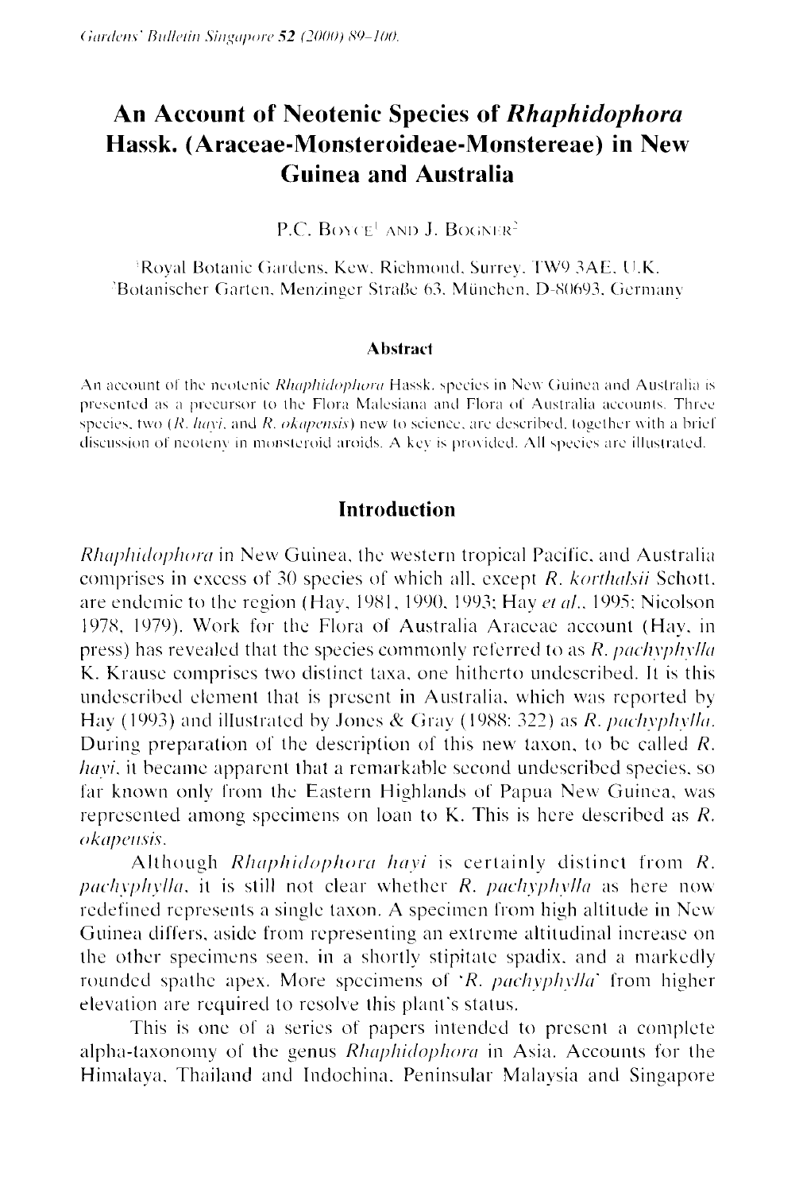# An Account of Neotenic Species of *Rhaphidophora* Hassk. (Araceae-Monsteroideae-Monstereae) in New Guinea and Australia

P.C. Boyce[1] and J. Bogner[2]

[1]Royal Botanic Gardens, Kew, Richmond, Surrey, TW9 3AE, U.K.
[2]Botanischer Garten, Menzinger Straße 63, München, D-80693, Germany

## Abstract

An account of the neotenic *Rhaphidophora* Hassk. species in New Guinea and Australia is presented as a precursor to the Flora Malesiana and Flora of Australia accounts. Three species, two (*R. hayi*, and *R. okapensis*) new to science, are described, together with a brief discussion of neoteny in monsteroid aroids. A key is provided. All species are illustrated.

## Introduction

*Rhaphidophora* in New Guinea, the western tropical Pacific, and Australia comprises in excess of 30 species of which all, except *R. korthalsii* Schott, are endemic to the region (Hay, 1981, 1990, 1993; Hay *et al.*, 1995; Nicolson 1978, 1979). Work for the Flora of Australia Araceae account (Hay, in press) has revealed that the species commonly referred to as *R. pachyphylla* K. Krause comprises two distinct taxa, one hitherto undescribed. It is this undescribed element that is present in Australia, which was reported by Hay (1993) and illustrated by Jones & Gray (1988: 322) as *R. pachyphylla*. During preparation of the description of this new taxon, to be called *R. hayi*, it became apparent that a remarkable second undescribed species, so far known only from the Eastern Highlands of Papua New Guinea, was represented among specimens on loan to K. This is here described as *R. okapensis*.

Although *Rhaphidophora hayi* is certainly distinct from *R. pachyphylla*, it is still not clear whether *R. pachyphylla* as here now redefined represents a single taxon. A specimen from high altitude in New Guinea differs, aside from representing an extreme altitudinal increase on the other specimens seen, in a shortly stipitate spadix, and a markedly rounded spathe apex. More specimens of '*R. pachyphylla*' from higher elevation are required to resolve this plant's status.

This is one of a series of papers intended to present a complete alpha-taxonomy of the genus *Rhaphidophora* in Asia. Accounts for the Himalaya, Thailand and Indochina, Peninsular Malaysia and Singapore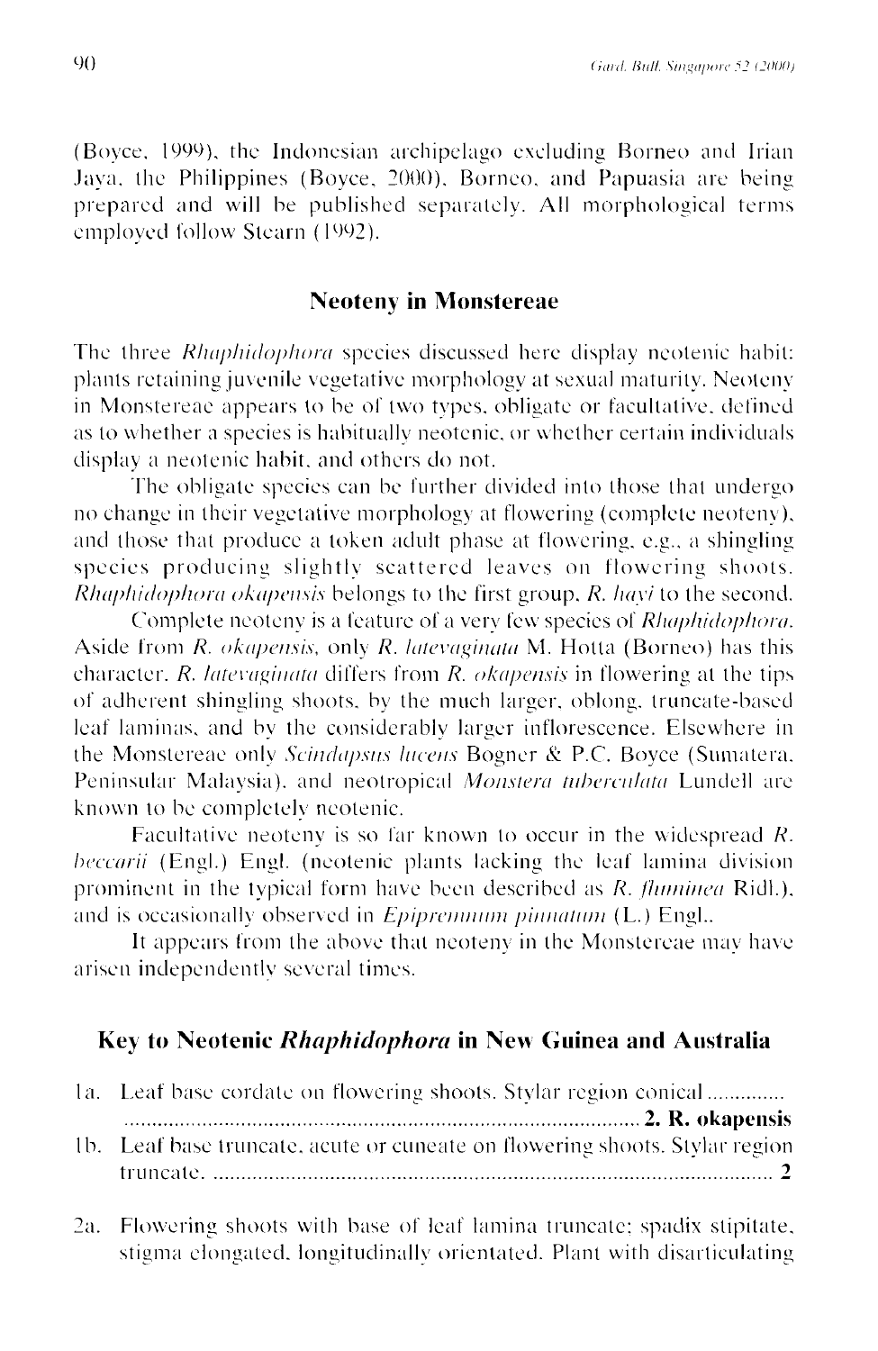(Boyce, 1999), the Indonesian archipelago excluding Borneo and Irian Jaya, the Philippines (Boyce, 2000), Borneo, and Papuasia are being prepared and will be published separately. All morphological terms employed follow Stearn (1992).

## Neoteny in Monstereae

The three *Rhaphidophora* species discussed here display neotenic habit: plants retaining juvenile vegetative morphology at sexual maturity. Neoteny in Monstereae appears to be of two types, obligate or facultative, defined as to whether a species is habitually neotenic, or whether certain individuals display a neotenic habit, and others do not.

The obligate species can be further divided into those that undergo no change in their vegetative morphology at flowering (complete neoteny), and those that produce a token adult phase at flowering, e.g., a shingling species producing slightly scattered leaves on flowering shoots. *Rhaphidophora okapensis* belongs to the first group, *R. hayi* to the second.

Complete neoteny is a feature of a very few species of *Rhaphidophora*. Aside from *R. okapensis*, only *R. latevaginata* M. Hotta (Borneo) has this character. *R. latevaginata* differs from *R. okapensis* in flowering at the tips of adherent shingling shoots, by the much larger, oblong, truncate-based leaf laminas, and by the considerably larger inflorescence. Elsewhere in the Monstereae only *Scindapsus lucens* Bogner & P.C. Boyce (Sumatera, Peninsular Malaysia), and neotropical *Monstera tuberculata* Lundell are known to be completely neotenic.

Facultative neoteny is so far known to occur in the widespread *R. beccarii* (Engl.) Engl. (neotenic plants lacking the leaf lamina division prominent in the typical form have been described as *R. fluminea* Ridl.), and is occasionally observed in *Epipremnum pinnatum* (L.) Engl..

It appears from the above that neoteny in the Monstereae may have arisen independently several times.

## Key to Neotenic *Rhaphidophora* in New Guinea and Australia

1a. Leaf base cordate on flowering shoots. Stylar region conical .............. .............................................................................................. **2. R. okapensis**

1b. Leaf base truncate, acute or cuneate on flowering shoots. Stylar region truncate. ...................................................................................................... 2

2a. Flowering shoots with base of leaf lamina truncate; spadix stipitate, stigma elongated, longitudinally orientated. Plant with disarticulating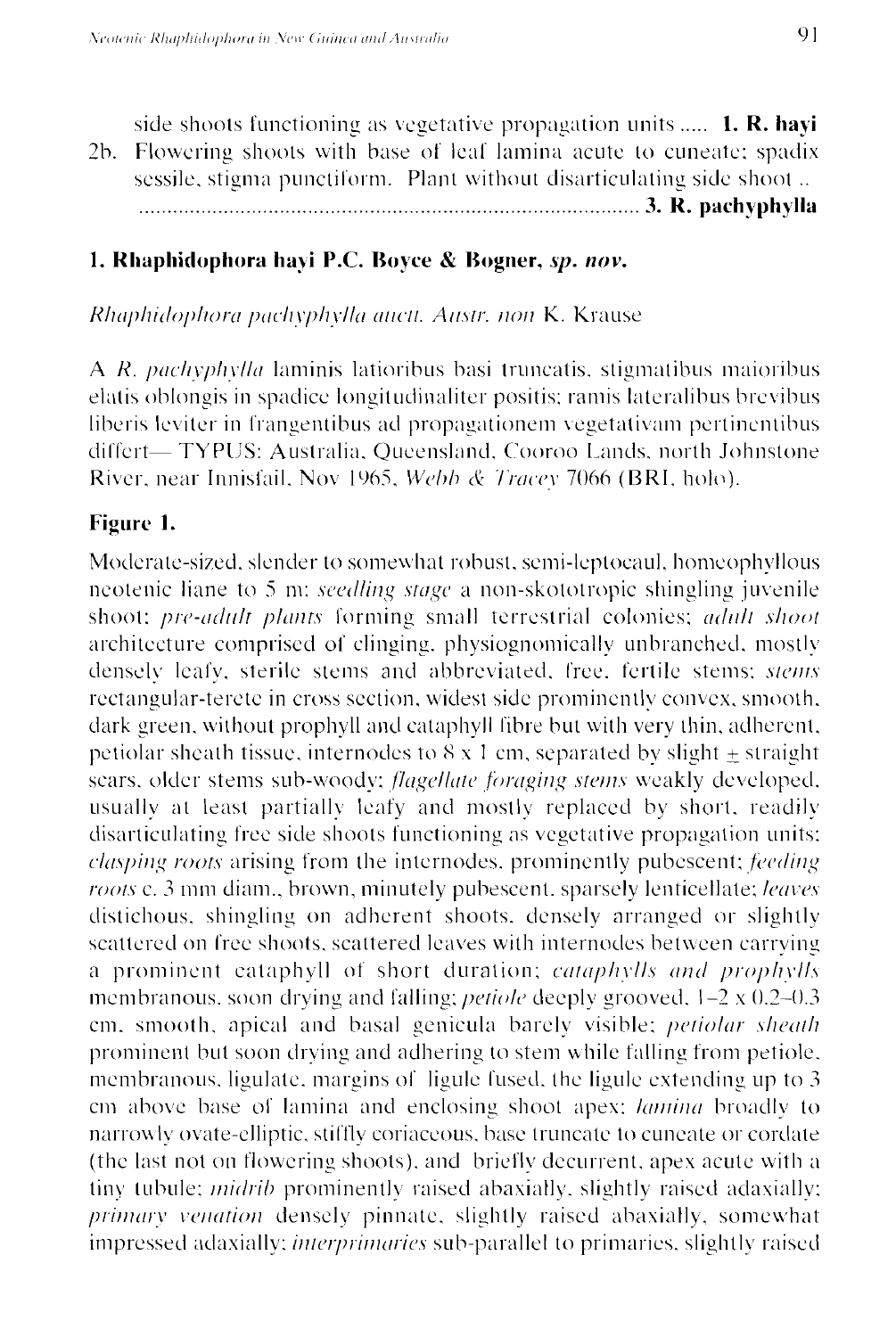side shoots functioning as vegetative propagation units ..... **1. R. hayi**

2b. Flowering shoots with base of leaf lamina acute to cuneate; spadix sessile, stigma punctiform. Plant without disarticulating side shoot .. ........................................................................................ **3. R. pachyphylla**

## 1. Rhaphidophora hayi P.C. Boyce & Bogner, *sp. nov.*

*Rhaphidophora pachyphylla auctt. Austr. non* K. Krause

A *R. pachyphylla* laminis latioribus basi truncatis, stigmatibus maioribus elatis oblongis in spadice longitudinaliter positis; ramis lateralibus brevibus liberis leviter in frangentibus ad propagationem vegetativam pertinentibus differt— TYPUS: Australia, Queensland, Cooroo Lands, north Johnstone River, near Innisfail, Nov 1965, *Webb & Tracey* 7066 (BRI, holo).

**Figure 1.**

Moderate-sized, slender to somewhat robust, semi-leptocaul, homeophyllous neotenic liane to 5 m: *seedling stage* a non-skototropic shingling juvenile shoot; *pre-adult plants* forming small terrestrial colonies; *adult shoot* architecture comprised of clinging, physiognomically unbranched, mostly densely leafy, sterile stems and abbreviated, free, fertile stems; *stems* rectangular-terete in cross section, widest side prominently convex, smooth, dark green, without prophyll and cataphyll fibre but with very thin, adherent, petiolar sheath tissue, internodes to 8 x 1 cm, separated by slight ± straight scars, older stems sub-woody; *flagellate foraging stems* weakly developed, usually at least partially leafy and mostly replaced by short, readily disarticulating free side shoots functioning as vegetative propagation units; *clasping roots* arising from the internodes, prominently pubescent; *feeding roots* c. 3 mm diam., brown, minutely pubescent, sparsely lenticellate; *leaves* distichous, shingling on adherent shoots, densely arranged or slightly scattered on free shoots, scattered leaves with internodes between carrying a prominent cataphyll of short duration; *cataphylls and prophylls* membranous, soon drying and falling; *petiole* deeply grooved, 1–2 x 0.2–0.3 cm, smooth, apical and basal genicula barely visible; *petiolar sheath* prominent but soon drying and adhering to stem while falling from petiole, membranous, ligulate, margins of ligule fused, the ligule extending up to 3 cm above base of lamina and enclosing shoot apex; *lamina* broadly to narrowly ovate-elliptic, stiffly coriaceous, base truncate to cuneate or cordate (the last not on flowering shoots), and briefly decurrent, apex acute with a tiny tubule; *midrib* prominently raised abaxially, slightly raised adaxially; *primary venation* densely pinnate, slightly raised abaxially, somewhat impressed adaxially; *interprimaries* sub-parallel to primaries, slightly raised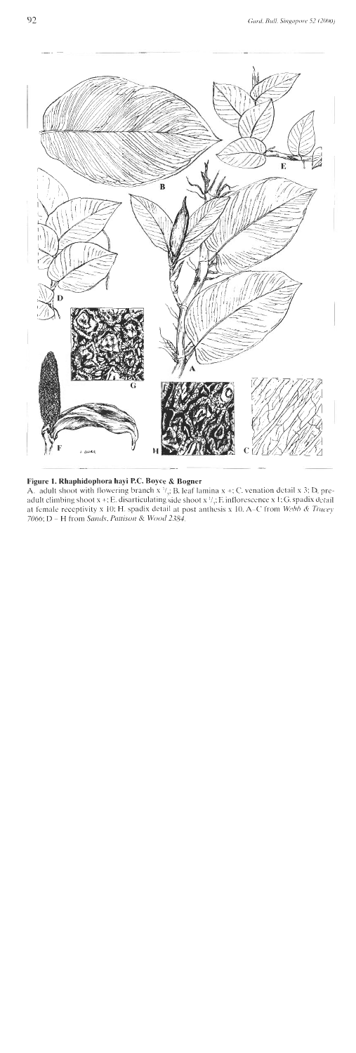**Figure 1. Rhaphidophora hayi P.C. Boyce & Bogner**

A. adult shoot with flowering branch x $^1/_2$; B. leaf lamina x +; C. venation detail x 3; D. pre-adult climbing shoot x +; E. disarticulating side shoot x $^1/_2$; F. inflorescence x 1; G. spadix detail at female receptivity x 10; H. spadix detail at post anthesis x 10. A–C from *Webb & Tracey 7066*; D – H from *Sands, Pattison & Wood 2384*.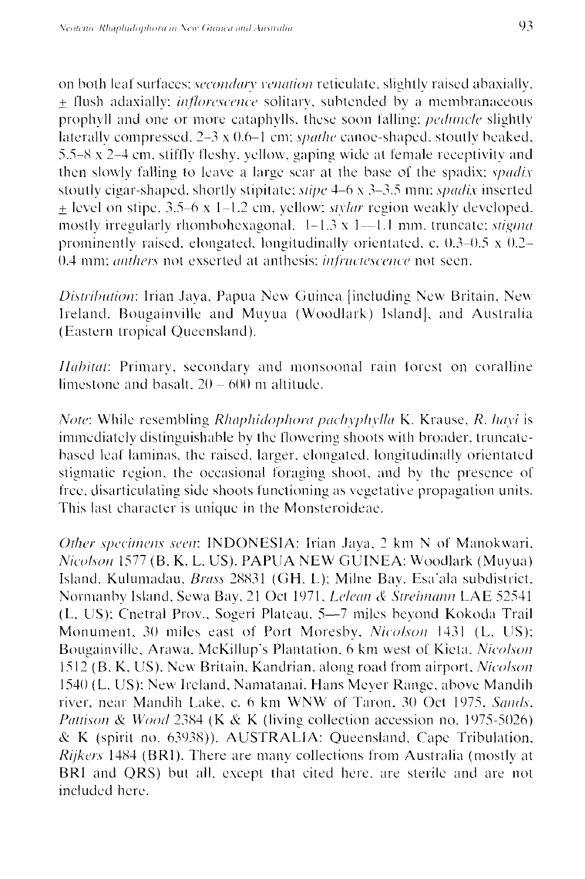on both leaf surfaces; *secondary venation* reticulate, slightly raised abaxially, ± flush adaxially; *inflorescence* solitary, subtended by a membranaceous prophyll and one or more cataphylls, these soon falling; *peduncle* slightly laterally compressed, 2–3 x 0.6–1 cm; *spathe* canoe-shaped, stoutly beaked, 5.5–8 x 2–4 cm, stiffly fleshy, yellow, gaping wide at female receptivity and then slowly falling to leave a large scar at the base of the spadix; *spadix* stoutly cigar-shaped, shortly stipitate; *stipe* 4–6 x 3–3.5 mm; *spadix* inserted ± level on stipe, 3.5–6 x 1–1.2 cm, yellow; *stylar* region weakly developed, mostly irregularly rhombohexagonal, 1–1.3 x 1—1.1 mm, truncate; *stigma* prominently raised, elongated, longitudinally orientated, c. 0.3–0.5 x 0.2–0.4 mm; *anthers* not exserted at anthesis; *infructescence* not seen.

*Distribution*: Irian Jaya, Papua New Guinea [including New Britain, New Ireland, Bougainville and Muyua (Woodlark) Island], and Australia (Eastern tropical Queensland).

*Habitat*: Primary, secondary and monsoonal rain forest on coralline limestone and basalt, 20 – 600 m altitude.

*Note*: While resembling *Rhaphidophora pachyphylla* K. Krause, *R. hayi* is immediately distinguishable by the flowering shoots with broader, truncate-based leaf laminas, the raised, larger, elongated, longitudinally orientated stigmatic region, the occasional foraging shoot, and by the presence of free, disarticulating side shoots functioning as vegetative propagation units. This last character is unique in the Monsteroideae.

*Other specimens seen*: INDONESIA: Irian Jaya, 2 km N of Manokwari, *Nicolson* 1577 (B, K, L, US). PAPUA NEW GUINEA: Woodlark (Muyua) Island, Kulumadau, *Brass* 28831 (GH, L); Milne Bay, Esa'ala subdistrict, Normanby Island, Sewa Bay, 21 Oct 1971, *Lelean & Streimann* LAE 52541 (L, US); Cnetral Prov., Sogeri Plateau, 5—7 miles beyond Kokoda Trail Monument, 30 miles east of Port Moresby, *Nicolson* 1431 (L, US); Bougainville, Arawa, McKillup's Plantation, 6 km west of Kieta, *Nicolson* 1512 (B, K, US). New Britain, Kandrian, along road from airport, *Nicolson* 1540 (L, US); New Ireland, Namatanai, Hans Meyer Range, above Mandih river, near Mandih Lake, c. 6 km WNW of Taron, 30 Oct 1975, *Sands, Pattison & Wood* 2384 (K & K (living collection accession no. 1975-5026) & K (spirit no. 63938)). AUSTRALIA: Queensland, Cape Tribulation, *Rijkers* 1484 (BRI). There are many collections from Australia (mostly at BRI and QRS) but all, except that cited here, are sterile and are not included here.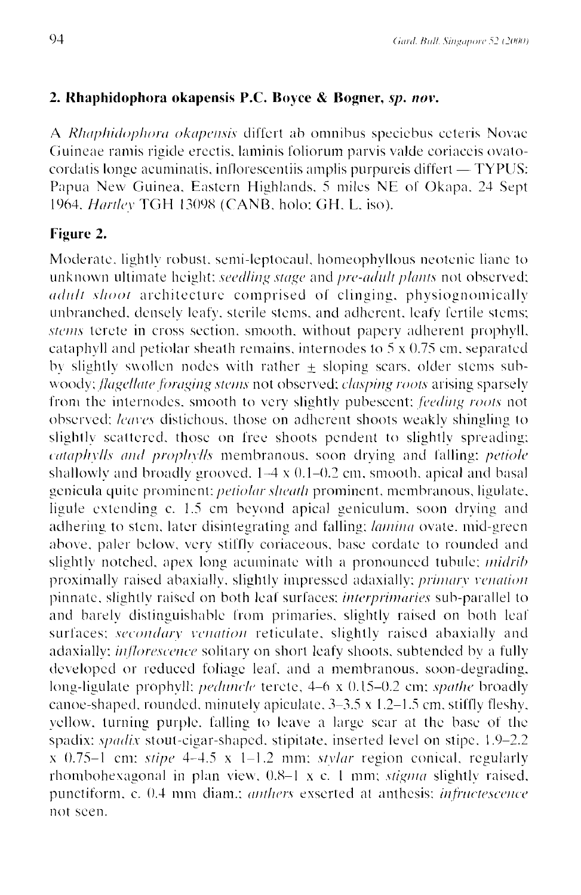## 2. Rhaphidophora okapensis P.C. Boyce & Bogner, *sp. nov.*

A *Rhaphidophora okapensis* differt ab omnibus speciebus ceteris Novae Guineae ramis rigide erectis, laminis foliorum parvis valde coriaceis ovato-cordatis longe acuminatis, inflorescentiis amplis purpureis differt — TYPUS: Papua New Guinea, Eastern Highlands, 5 miles NE of Okapa, 24 Sept 1964, *Hartley* TGH 13098 (CANB, holo; GH, L, iso).

### Figure 2.

Moderate, lightly robust, semi-leptocaul, homeophyllous neotenic liane to unknown ultimate height; *seedling stage* and *pre-adult plants* not observed; *adult shoot* architecture comprised of clinging, physiognomically unbranched, densely leafy, sterile stems, and adherent, leafy fertile stems; *stems* terete in cross section, smooth, without papery adherent prophyll, cataphyll and petiolar sheath remains, internodes to 5 x 0.75 cm, separated by slightly swollen nodes with rather ± sloping scars, older stems sub-woody; *flagellate foraging stems* not observed; *clasping roots* arising sparsely from the internodes, smooth to very slightly pubescent; *feeding roots* not observed; *leaves* distichous, those on adherent shoots weakly shingling to slightly scattered, those on free shoots pendent to slightly spreading; *cataphylls and prophylls* membranous, soon drying and falling; *petiole* shallowly and broadly grooved, 1–4 x 0.1–0.2 cm, smooth, apical and basal genicula quite prominent; *petiolar sheath* prominent, membranous, ligulate, ligule extending c. 1.5 cm beyond apical geniculum, soon drying and adhering to stem, later disintegrating and falling; *lamina* ovate, mid-green above, paler below, very stiffly coriaceous, base cordate to rounded and slightly notched, apex long acuminate with a pronounced tubule; *midrib* proximally raised abaxially, slightly impressed adaxially; *primary venation* pinnate, slightly raised on both leaf surfaces; *interprimaries* sub-parallel to and barely distinguishable from primaries, slightly raised on both leaf surfaces; *secondary venation* reticulate, slightly raised abaxially and adaxially; *inflorescence* solitary on short leafy shoots, subtended by a fully developed or reduced foliage leaf, and a membranous, soon-degrading, long-ligulate prophyll; *peduncle* terete, 4–6 x 0.15–0.2 cm; *spathe* broadly canoe-shaped, rounded, minutely apiculate, 3–3.5 x 1.2–1.5 cm, stiffly fleshy, yellow, turning purple, falling to leave a large scar at the base of the spadix; *spadix* stout-cigar-shaped, stipitate, inserted level on stipe, 1.9–2.2 x 0.75–1 cm; *stipe* 4–4.5 x 1–1.2 mm; *stylar* region conical, regularly rhombohexagonal in plan view, 0.8–1 x c. 1 mm; *stigma* slightly raised, punctiform, c. 0.4 mm diam.; *anthers* exserted at anthesis; *infructescence* not seen.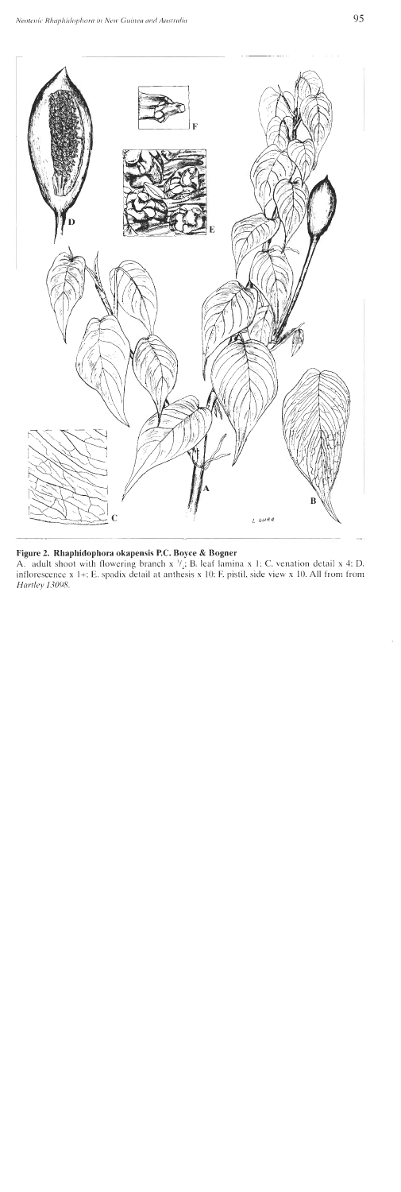**Figure 2. Rhaphidophora okapensis P.C. Boyce & Bogner**

A. adult shoot with flowering branch x $^{1}/_{2}$; B. leaf lamina x 1; C. venation detail x 4; D. inflorescence x 1+; E. spadix detail at anthesis x 10; F. pistil, side view x 10. All from from *Hartley 13098*.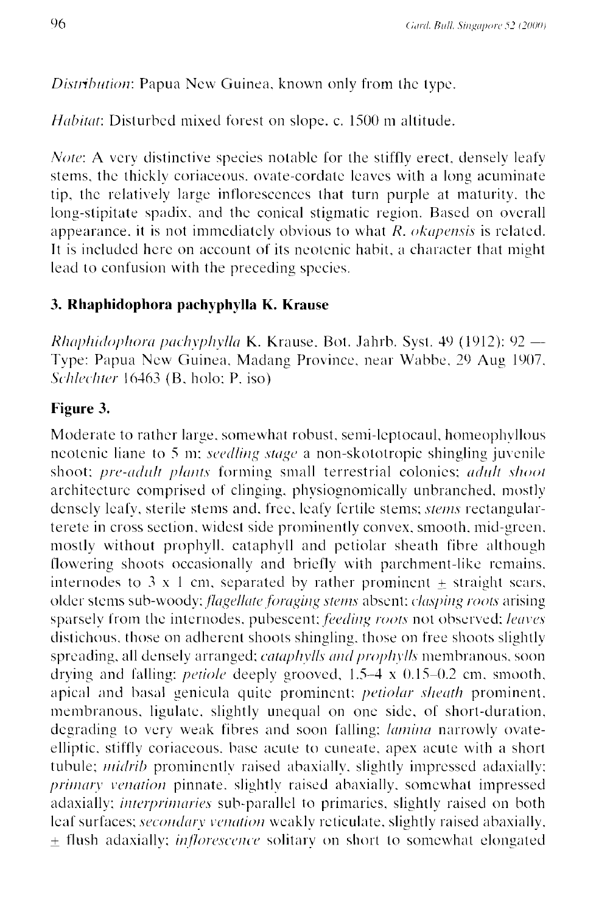*Distribution*: Papua New Guinea, known only from the type.

*Habitat*: Disturbed mixed forest on slope, c. 1500 m altitude.

*Note*: A very distinctive species notable for the stiffly erect, densely leafy stems, the thickly coriaceous, ovate-cordate leaves with a long acuminate tip, the relatively large inflorescences that turn purple at maturity, the long-stipitate spadix, and the conical stigmatic region. Based on overall appearance, it is not immediately obvious to what *R. okapensis* is related. It is included here on account of its neotenic habit, a character that might lead to confusion with the preceding species.

### 3. Rhaphidophora pachyphylla K. Krause

*Rhaphidophora pachyphylla* K. Krause, Bot. Jahrb. Syst. 49 (1912): 92 — Type: Papua New Guinea, Madang Province, near Wabbe, 29 Aug 1907, *Schlechter* 16463 (B, holo; P, iso)

**Figure 3.**

Moderate to rather large, somewhat robust, semi-leptocaul, homeophyllous neotenic liane to 5 m; *seedling stage* a non-skototropic shingling juvenile shoot; *pre-adult plants* forming small terrestrial colonies; *adult shoot* architecture comprised of clinging, physiognomically unbranched, mostly densely leafy, sterile stems and, free, leafy fertile stems; *stems* rectangular-terete in cross section, widest side prominently convex, smooth, mid-green, mostly without prophyll, cataphyll and petiolar sheath fibre although flowering shoots occasionally and briefly with parchment-like remains, internodes to 3 x 1 cm, separated by rather prominent ± straight scars, older stems sub-woody; *flagellate foraging stems* absent; *clasping roots* arising sparsely from the internodes, pubescent; *feeding roots* not observed; *leaves* distichous, those on adherent shoots shingling, those on free shoots slightly spreading, all densely arranged; *cataphylls and prophylls* membranous, soon drying and falling; *petiole* deeply grooved, 1.5–4 x 0.15–0.2 cm, smooth, apical and basal genicula quite prominent; *petiolar sheath* prominent, membranous, ligulate, slightly unequal on one side, of short-duration, degrading to very weak fibres and soon falling; *lamina* narrowly ovate-elliptic, stiffly coriaceous, base acute to cuneate, apex acute with a short tubule; *midrib* prominently raised abaxially, slightly impressed adaxially; *primary venation* pinnate, slightly raised abaxially, somewhat impressed adaxially; *interprimaries* sub-parallel to primaries, slightly raised on both leaf surfaces; *secondary venation* weakly reticulate, slightly raised abaxially, ± flush adaxially; *inflorescence* solitary on short to somewhat elongated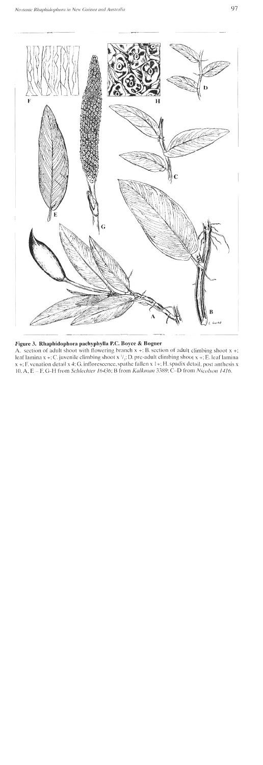**Figure 3. Rhaphidophora pachyphylla P.C. Boyce & Bogner**

A. section of adult shoot with flowering branch x +; B. section of adult climbing shoot x +; leaf lamina x +; C. juvenile climbing shoot x $^{1}/_{2}$; D. pre-adult climbing shoot x +; E. leaf lamina x +; F. venation detail x 4; G. inflorescence, spathe fallen x 1+; H. spadix detail, post anthesis x 10. A, E – F, G-H from *Schlechter 16436*; B from *Kalkman 3389*; C–D from *Nicolson 1416*.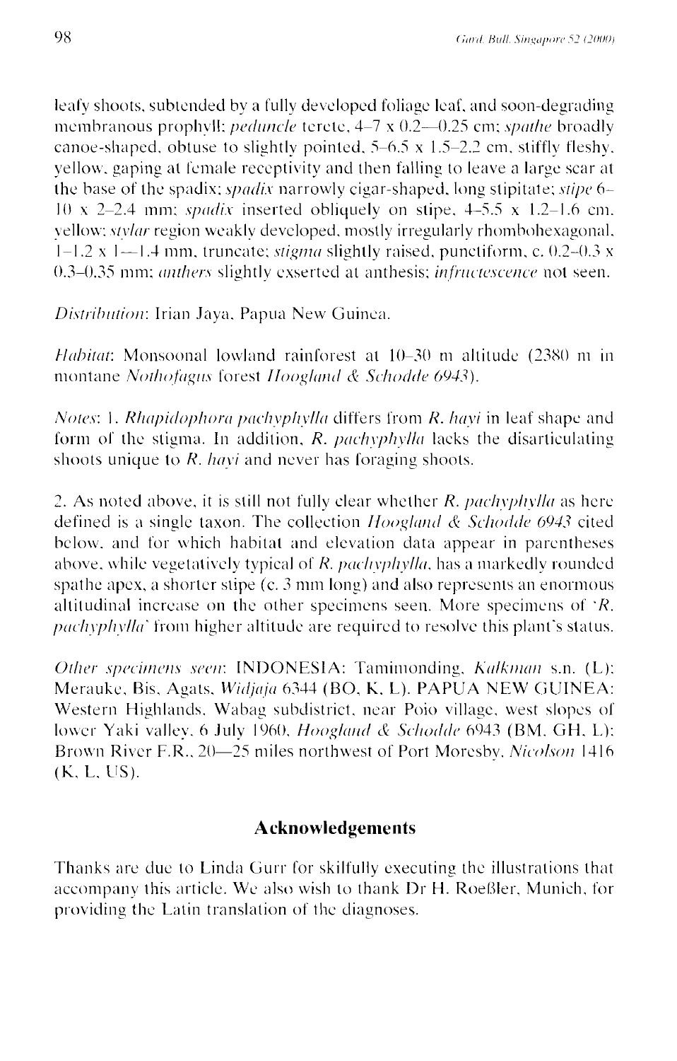leafy shoots, subtended by a fully developed foliage leaf, and soon-degrading membranous prophyll; *peduncle* terete, 4–7 x 0.2—0.25 cm; *spathe* broadly canoe-shaped, obtuse to slightly pointed, 5–6.5 x 1.5–2.2 cm, stiffly fleshy, yellow, gaping at female receptivity and then falling to leave a large scar at the base of the spadix; *spadix* narrowly cigar-shaped, long stipitate; *stipe* 6–10 x 2–2.4 mm; *spadix* inserted obliquely on stipe, 4–5.5 x 1.2–1.6 cm, yellow; *stylar* region weakly developed, mostly irregularly rhombohexagonal, 1–1.2 x 1—1.4 mm, truncate; *stigma* slightly raised, punctiform, c. 0.2–0.3 x 0.3–0.35 mm; *anthers* slightly exserted at anthesis; *infructescence* not seen.

*Distribution*: Irian Jaya, Papua New Guinea.

*Habitat*: Monsoonal lowland rainforest at 10–30 m altitude (2380 m in montane *Nothofagus* forest *Hoogland & Schodde 6943*).

*Notes*: 1. *Rhapidophora pachyphylla* differs from *R. hayi* in leaf shape and form of the stigma. In addition, *R. pachyphylla* lacks the disarticulating shoots unique to *R. hayi* and never has foraging shoots.

2. As noted above, it is still not fully clear whether *R. pachyphylla* as here defined is a single taxon. The collection *Hoogland & Schodde 6943* cited below, and for which habitat and elevation data appear in parentheses above, while vegetatively typical of *R. pachyphylla*, has a markedly rounded spathe apex, a shorter stipe (c. 3 mm long) and also represents an enormous altitudinal increase on the other specimens seen. More specimens of '*R. pachyphylla*' from higher altitude are required to resolve this plant's status.

*Other specimens seen*: INDONESIA: Tamimonding, *Kalkman* s.n. (L); Merauke, Bis, Agats, *Widjaja* 6344 (BO, K, L). PAPUA NEW GUINEA: Western Highlands, Wabag subdistrict, near Poio village, west slopes of lower Yaki valley, 6 July 1960, *Hoogland & Schodde* 6943 (BM, GH, L); Brown River F.R., 20—25 miles northwest of Port Moresby, *Nicolson* 1416 (K, L, US).

## Acknowledgements

Thanks are due to Linda Gurr for skilfully executing the illustrations that accompany this article. We also wish to thank Dr H. Roeßler, Munich, for providing the Latin translation of the diagnoses.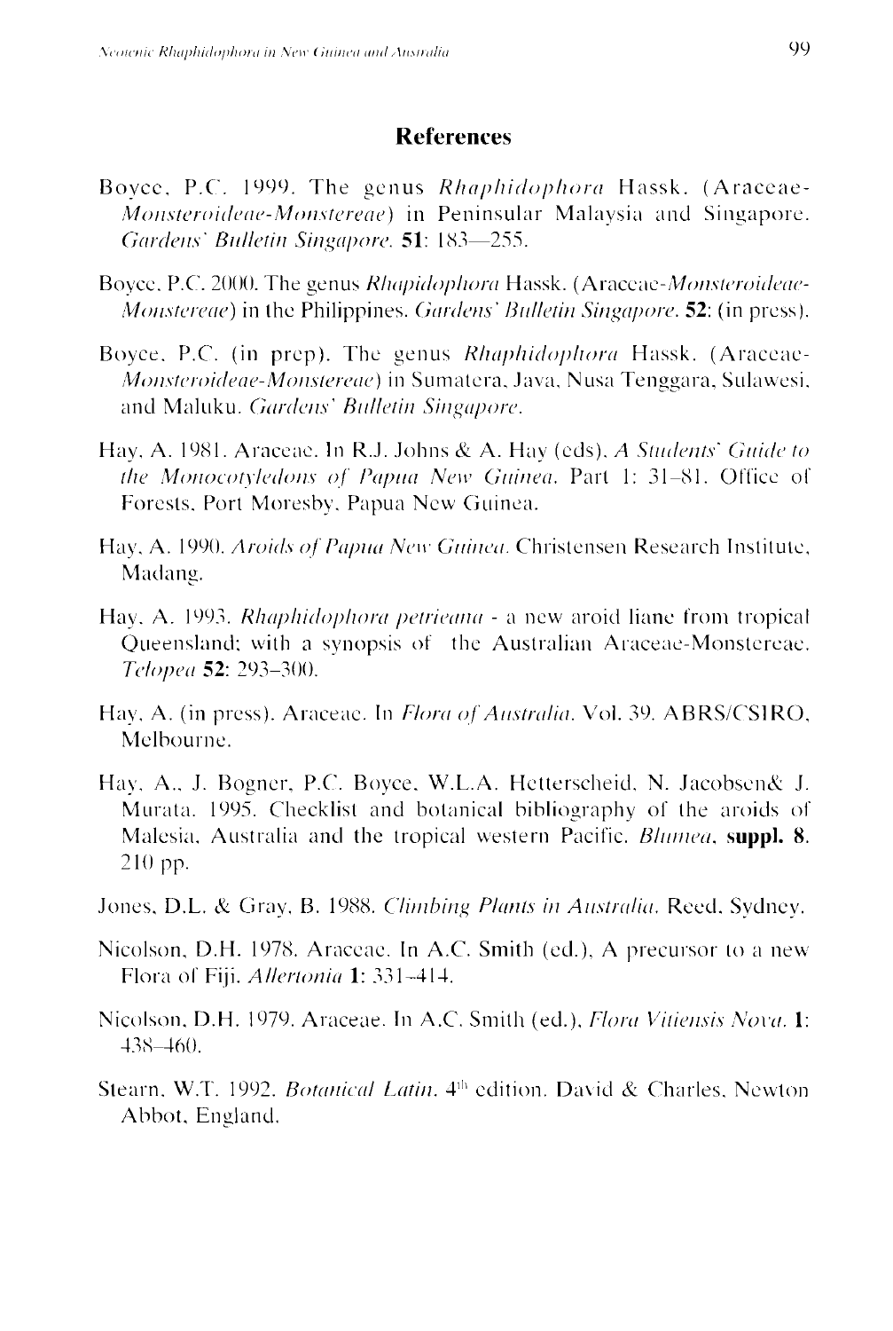## References

Boyce, P.C. 1999. The genus *Rhaphidophora* Hassk. (Araceae-*Monsteroideae-Monstereae*) in Peninsular Malaysia and Singapore. *Gardens' Bulletin Singapore*. **51**: 183—255.

Boyce, P.C. 2000. The genus *Rhapidophora* Hassk. (Araceae-*Monsteroideae-Monstereae*) in the Philippines. *Gardens' Bulletin Singapore*. **52**: (in press).

Boyce, P.C. (in prep). The genus *Rhaphidophora* Hassk. (Araceae-*Monsteroideae-Monstereae*) in Sumatera, Java, Nusa Tenggara, Sulawesi, and Maluku. *Gardens' Bulletin Singapore*.

Hay, A. 1981. Araceae. In R.J. Johns & A. Hay (eds), *A Students' Guide to the Monocotyledons of Papua New Guinea*. Part 1: 31–81. Office of Forests, Port Moresby, Papua New Guinea.

Hay, A. 1990. *Aroids of Papua New Guinea*. Christensen Research Institute, Madang.

Hay, A. 1993. *Rhaphidophora petrieana* - a new aroid liane from tropical Queensland; with a synopsis of the Australian Araceae-Monstereae. *Telopea* **52**: 293–300.

Hay, A. (in press). Araceae. In *Flora of Australia*. Vol. 39. ABRS/CSIRO, Melbourne.

Hay, A., J. Bogner, P.C. Boyce, W.L.A. Hetterscheid, N. Jacobsen& J. Murata. 1995. Checklist and botanical bibliography of the aroids of Malesia, Australia and the tropical western Pacific. *Blumea*, **suppl. 8**. 210 pp.

Jones, D.L. & Gray, B. 1988. *Climbing Plants in Australia*. Reed, Sydney.

Nicolson, D.H. 1978. Araceae. In A.C. Smith (ed.), A precursor to a new Flora of Fiji. *Allertonia* **1**: 331–414.

Nicolson, D.H. 1979. Araceae. In A.C. Smith (ed.), *Flora Vitiensis Nova*. **1**: 438–460.

Stearn, W.T. 1992. *Botanical Latin*. 4th edition. David & Charles, Newton Abbot, England.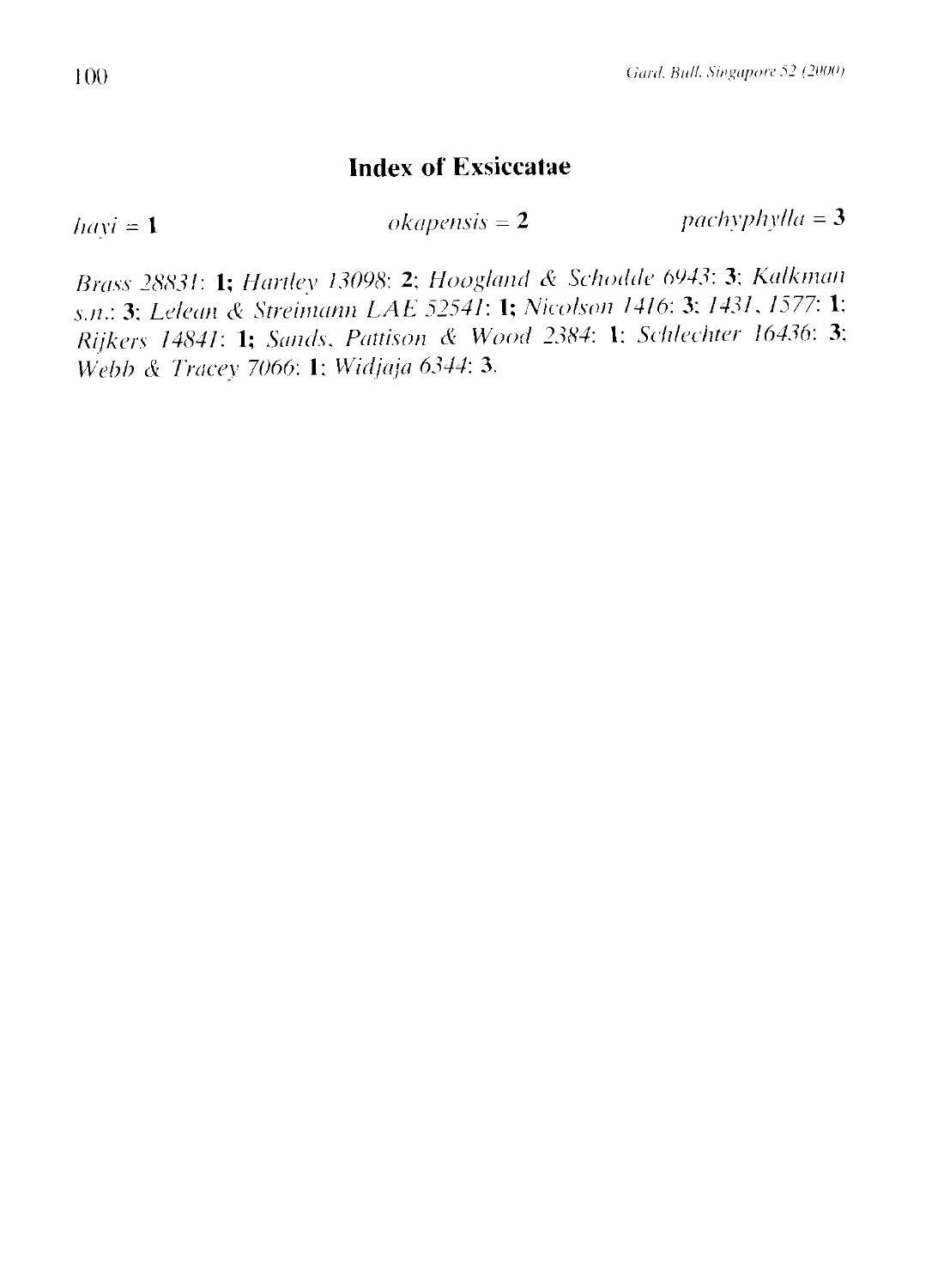## Index of Exsiccatae

*hayi* = **1** *okapensis* = **2** *pachyphylla* = **3**

*Brass 28831*: **1**; *Hartley 13098*: **2**; *Hoogland & Schodde 6943*: **3**; *Kalkman s.n.*: **3**; *Lelean & Streimann LAE 52541*: **1**; *Nicolson 1416*: **3**; *1431*, *1577*: **1**; *Rijkers 14841*: **1**; *Sands, Pattison & Wood 2384*: **1**; *Schlechter 16436*: **3**; *Webb & Tracey 7066*: **1**; *Widjaja 6344*: **3**.